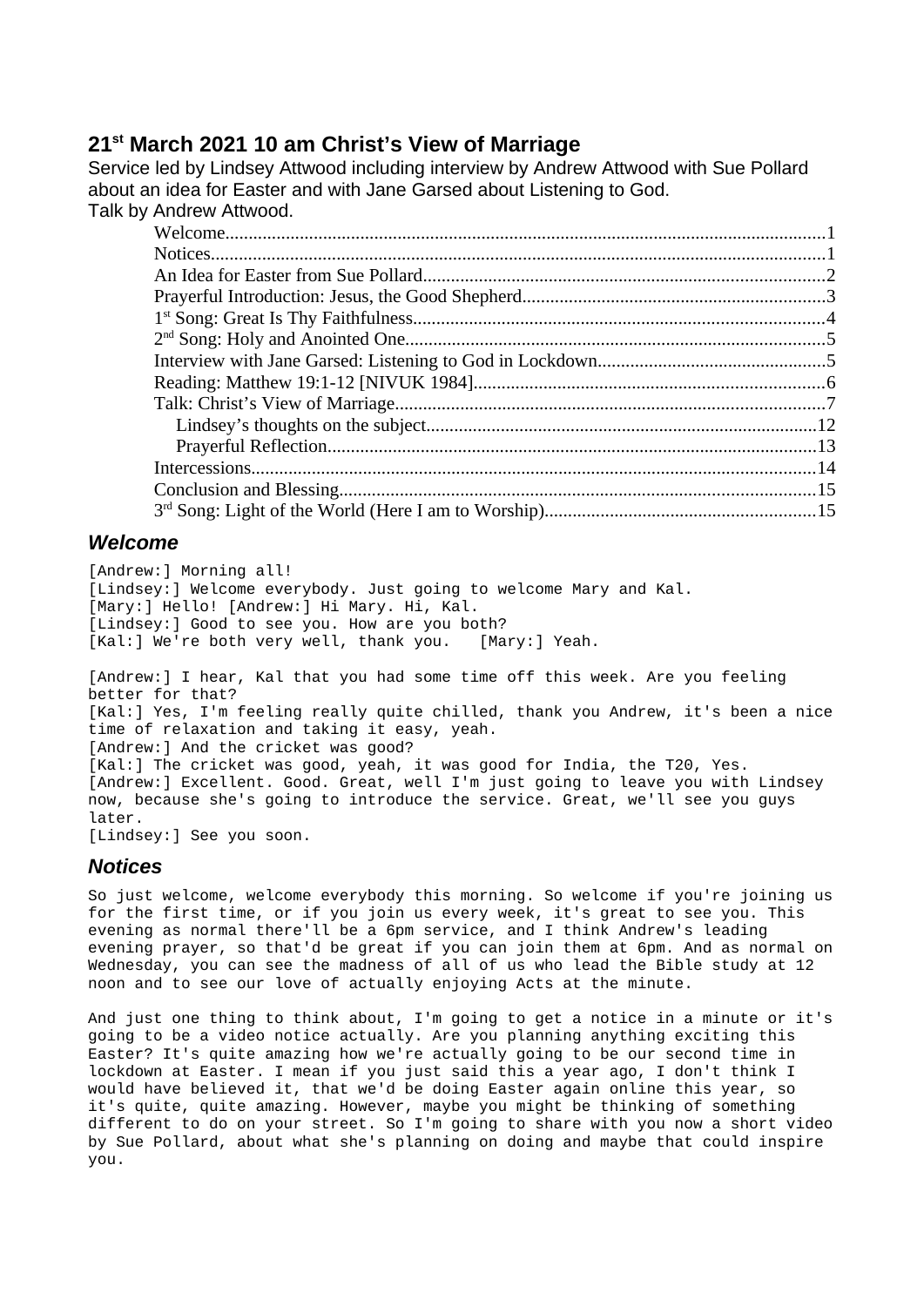## 21st March 2021 10 am Christ's View of Marriage

Service led by Lindsey Attwood including interview by Andrew Attwood with Sue Pollard about an idea for Easter and with Jane Garsed about Listening to God.
Talk by Andrew Attwood.

- Welcome....1
- Notices....1
- An Idea for Easter from Sue Pollard....2
- Prayerful Introduction: Jesus, the Good Shepherd....3
- 1st Song: Great Is Thy Faithfulness....4
- 2nd Song: Holy and Anointed One....5
- Interview with Jane Garsed: Listening to God in Lockdown....5
- Reading: Matthew 19:1-12 [NIVUK 1984]....6
- Talk: Christ's View of Marriage....7
  - Lindsey's thoughts on the subject....12
  - Prayerful Reflection....13
- Intercessions....14
- Conclusion and Blessing....15
- 3rd Song: Light of the World (Here I am to Worship)....15

### *Welcome*

[Andrew:] Morning all!
[Lindsey:] Welcome everybody. Just going to welcome Mary and Kal.
[Mary:] Hello! [Andrew:] Hi Mary. Hi, Kal.
[Lindsey:] Good to see you. How are you both?
[Kal:] We're both very well, thank you. [Mary:] Yeah.

[Andrew:] I hear, Kal that you had some time off this week. Are you feeling better for that?
[Kal:] Yes, I'm feeling really quite chilled, thank you Andrew, it's been a nice time of relaxation and taking it easy, yeah.
[Andrew:] And the cricket was good?
[Kal:] The cricket was good, yeah, it was good for India, the T20, Yes.
[Andrew:] Excellent. Good. Great, well I'm just going to leave you with Lindsey now, because she's going to introduce the service. Great, we'll see you guys later.
[Lindsey:] See you soon.

### *Notices*

So just welcome, welcome everybody this morning. So welcome if you're joining us for the first time, or if you join us every week, it's great to see you. This evening as normal there'll be a 6pm service, and I think Andrew's leading evening prayer, so that'd be great if you can join them at 6pm. And as normal on Wednesday, you can see the madness of all of us who lead the Bible study at 12 noon and to see our love of actually enjoying Acts at the minute.

And just one thing to think about, I'm going to get a notice in a minute or it's going to be a video notice actually. Are you planning anything exciting this Easter? It's quite amazing how we're actually going to be our second time in lockdown at Easter. I mean if you just said this a year ago, I don't think I would have believed it, that we'd be doing Easter again online this year, so it's quite, quite amazing. However, maybe you might be thinking of something different to do on your street. So I'm going to share with you now a short video by Sue Pollard, about what she's planning on doing and maybe that could inspire you.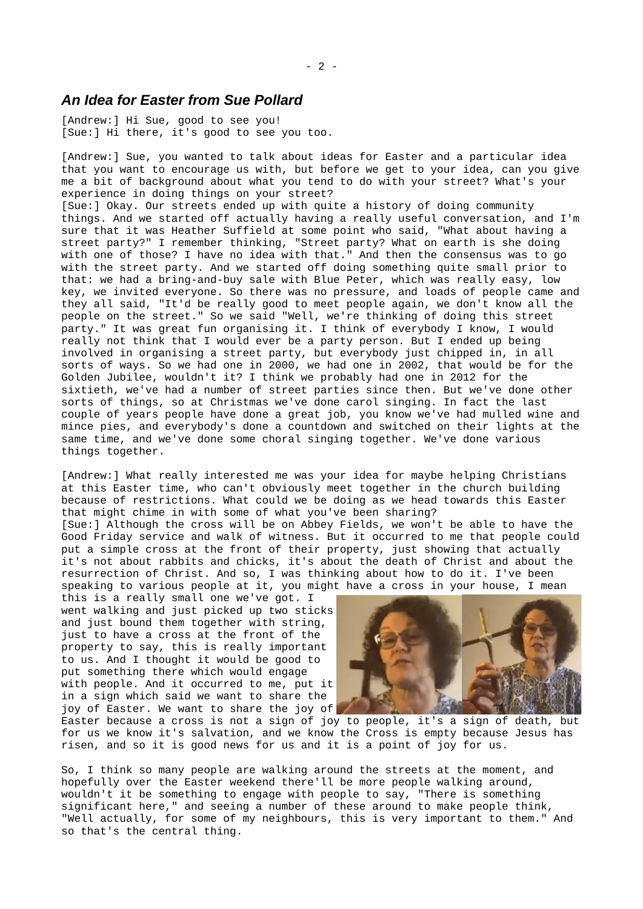## *An Idea for Easter from Sue Pollard*

[Andrew:] Hi Sue, good to see you!
[Sue:] Hi there, it's good to see you too.

[Andrew:] Sue, you wanted to talk about ideas for Easter and a particular idea that you want to encourage us with, but before we get to your idea, can you give me a bit of background about what you tend to do with your street? What's your experience in doing things on your street?
[Sue:] Okay. Our streets ended up with quite a history of doing community things. And we started off actually having a really useful conversation, and I'm sure that it was Heather Suffield at some point who said, "What about having a street party?" I remember thinking, "Street party? What on earth is she doing with one of those? I have no idea with that." And then the consensus was to go with the street party. And we started off doing something quite small prior to that: we had a bring-and-buy sale with Blue Peter, which was really easy, low key, we invited everyone. So there was no pressure, and loads of people came and they all said, "It'd be really good to meet people again, we don't know all the people on the street." So we said "Well, we're thinking of doing this street party." It was great fun organising it. I think of everybody I know, I would really not think that I would ever be a party person. But I ended up being involved in organising a street party, but everybody just chipped in, in all sorts of ways. So we had one in 2000, we had one in 2002, that would be for the Golden Jubilee, wouldn't it? I think we probably had one in 2012 for the sixtieth, we've had a number of street parties since then. But we've done other sorts of things, so at Christmas we've done carol singing. In fact the last couple of years people have done a great job, you know we've had mulled wine and mince pies, and everybody's done a countdown and switched on their lights at the same time, and we've done some choral singing together. We've done various things together.

[Andrew:] What really interested me was your idea for maybe helping Christians at this Easter time, who can't obviously meet together in the church building because of restrictions. What could we be doing as we head towards this Easter that might chime in with some of what you've been sharing?
[Sue:] Although the cross will be on Abbey Fields, we won't be able to have the Good Friday service and walk of witness. But it occurred to me that people could put a simple cross at the front of their property, just showing that actually it's not about rabbits and chicks, it's about the death of Christ and about the resurrection of Christ. And so, I was thinking about how to do it. I've been speaking to various people at it, you might have a cross in your house, I mean this is a really small one we've got. I went walking and just picked up two sticks and just bound them together with string, just to have a cross at the front of the property to say, this is really important to us. And I thought it would be good to put something there which would engage with people. And it occurred to me, put it in a sign which said we want to share the joy of Easter. We want to share the joy of Easter because a cross is not a sign of joy to people, it's a sign of death, but for us we know it's salvation, and we know the Cross is empty because Jesus has risen, and so it is good news for us and it is a point of joy for us.

So, I think so many people are walking around the streets at the moment, and hopefully over the Easter weekend there'll be more people walking around, wouldn't it be something to engage with people to say, "There is something significant here," and seeing a number of these around to make people think, "Well actually, for some of my neighbours, this is very important to them." And so that's the central thing.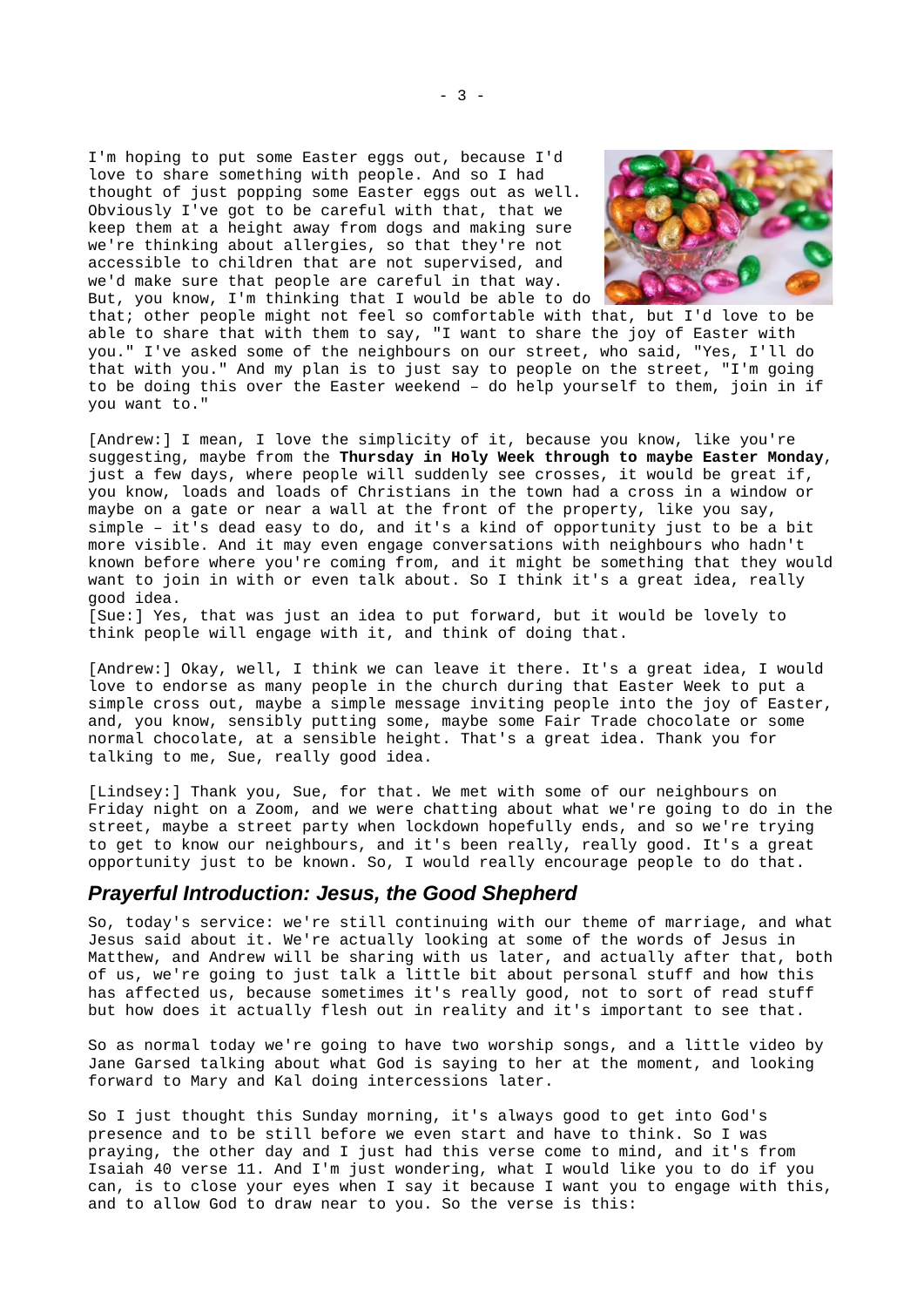I'm hoping to put some Easter eggs out, because I'd love to share something with people. And so I had thought of just popping some Easter eggs out as well. Obviously I've got to be careful with that, that we keep them at a height away from dogs and making sure we're thinking about allergies, so that they're not accessible to children that are not supervised, and we'd make sure that people are careful in that way. But, you know, I'm thinking that I would be able to do that; other people might not feel so comfortable with that, but I'd love to be able to share that with them to say, "I want to share the joy of Easter with you." I've asked some of the neighbours on our street, who said, "Yes, I'll do that with you." And my plan is to just say to people on the street, "I'm going to be doing this over the Easter weekend – do help yourself to them, join in if you want to."

[Andrew:] I mean, I love the simplicity of it, because you know, like you're suggesting, maybe from the **Thursday in Holy Week through to maybe Easter Monday**, just a few days, where people will suddenly see crosses, it would be great if, you know, loads and loads of Christians in the town had a cross in a window or maybe on a gate or near a wall at the front of the property, like you say, simple – it's dead easy to do, and it's a kind of opportunity just to be a bit more visible. And it may even engage conversations with neighbours who hadn't known before where you're coming from, and it might be something that they would want to join in with or even talk about. So I think it's a great idea, really good idea.
[Sue:] Yes, that was just an idea to put forward, but it would be lovely to think people will engage with it, and think of doing that.

[Andrew:] Okay, well, I think we can leave it there. It's a great idea, I would love to endorse as many people in the church during that Easter Week to put a simple cross out, maybe a simple message inviting people into the joy of Easter, and, you know, sensibly putting some, maybe some Fair Trade chocolate or some normal chocolate, at a sensible height. That's a great idea. Thank you for talking to me, Sue, really good idea.

[Lindsey:] Thank you, Sue, for that. We met with some of our neighbours on Friday night on a Zoom, and we were chatting about what we're going to do in the street, maybe a street party when lockdown hopefully ends, and so we're trying to get to know our neighbours, and it's been really, really good. It's a great opportunity just to be known. So, I would really encourage people to do that.

## Prayerful Introduction: Jesus, the Good Shepherd

So, today's service: we're still continuing with our theme of marriage, and what Jesus said about it. We're actually looking at some of the words of Jesus in Matthew, and Andrew will be sharing with us later, and actually after that, both of us, we're going to just talk a little bit about personal stuff and how this has affected us, because sometimes it's really good, not to sort of read stuff but how does it actually flesh out in reality and it's important to see that.

So as normal today we're going to have two worship songs, and a little video by Jane Garsed talking about what God is saying to her at the moment, and looking forward to Mary and Kal doing intercessions later.

So I just thought this Sunday morning, it's always good to get into God's presence and to be still before we even start and have to think. So I was praying, the other day and I just had this verse come to mind, and it's from Isaiah 40 verse 11. And I'm just wondering, what I would like you to do if you can, is to close your eyes when I say it because I want you to engage with this, and to allow God to draw near to you. So the verse is this: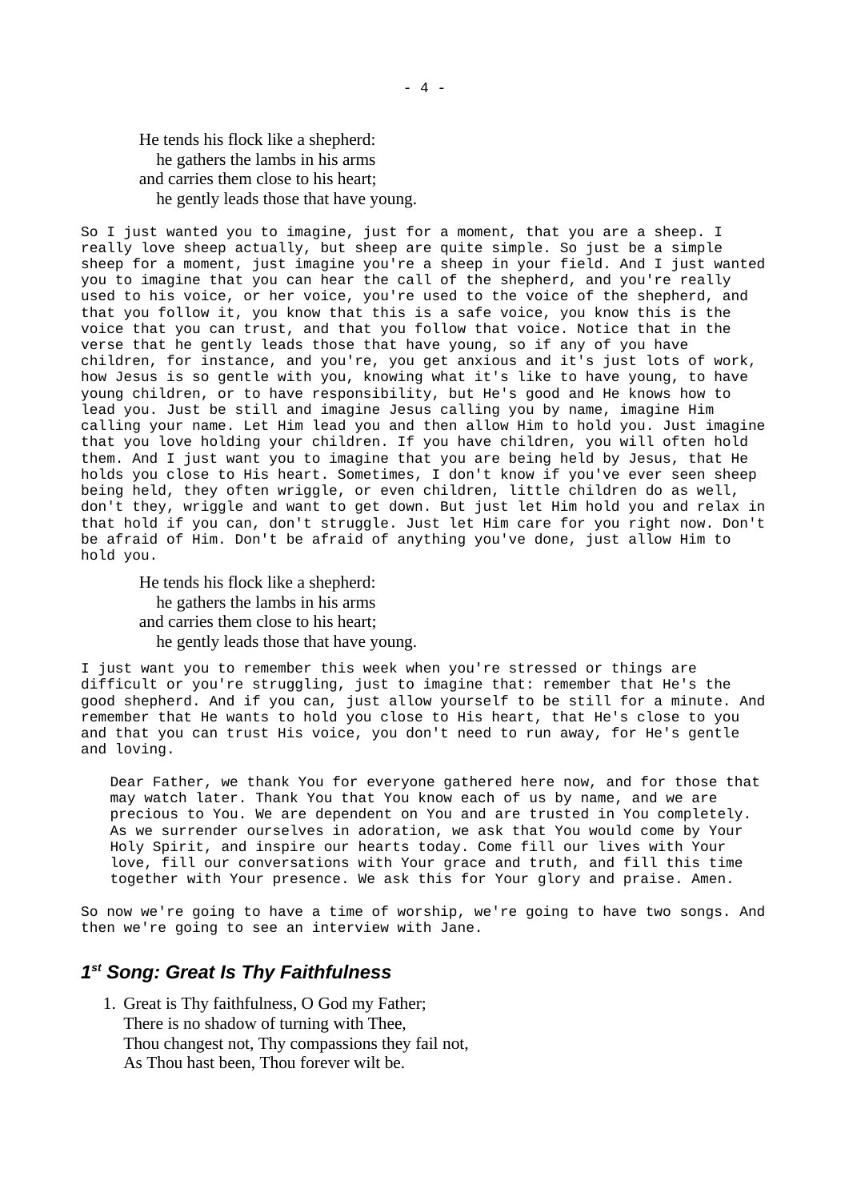He tends his flock like a shepherd:
he gathers the lambs in his arms
and carries them close to his heart;
he gently leads those that have young.

So I just wanted you to imagine, just for a moment, that you are a sheep. I really love sheep actually, but sheep are quite simple. So just be a simple sheep for a moment, just imagine you're a sheep in your field. And I just wanted you to imagine that you can hear the call of the shepherd, and you're really used to his voice, or her voice, you're used to the voice of the shepherd, and that you follow it, you know that this is a safe voice, you know this is the voice that you can trust, and that you follow that voice. Notice that in the verse that he gently leads those that have young, so if any of you have children, for instance, and you're, you get anxious and it's just lots of work, how Jesus is so gentle with you, knowing what it's like to have young, to have young children, or to have responsibility, but He's good and He knows how to lead you. Just be still and imagine Jesus calling you by name, imagine Him calling your name. Let Him lead you and then allow Him to hold you. Just imagine that you love holding your children. If you have children, you will often hold them. And I just want you to imagine that you are being held by Jesus, that He holds you close to His heart. Sometimes, I don't know if you've ever seen sheep being held, they often wriggle, or even children, little children do as well, don't they, wriggle and want to get down. But just let Him hold you and relax in that hold if you can, don't struggle. Just let Him care for you right now. Don't be afraid of Him. Don't be afraid of anything you've done, just allow Him to hold you.

He tends his flock like a shepherd:
he gathers the lambs in his arms
and carries them close to his heart;
he gently leads those that have young.

I just want you to remember this week when you're stressed or things are difficult or you're struggling, just to imagine that: remember that He's the good shepherd. And if you can, just allow yourself to be still for a minute. And remember that He wants to hold you close to His heart, that He's close to you and that you can trust His voice, you don't need to run away, for He's gentle and loving.

> Dear Father, we thank You for everyone gathered here now, and for those that may watch later. Thank You that You know each of us by name, and we are precious to You. We are dependent on You and are trusted in You completely. As we surrender ourselves in adoration, we ask that You would come by Your Holy Spirit, and inspire our hearts today. Come fill our lives with Your love, fill our conversations with Your grace and truth, and fill this time together with Your presence. We ask this for Your glory and praise. Amen.

So now we're going to have a time of worship, we're going to have two songs. And then we're going to see an interview with Jane.

## 1st Song: Great Is Thy Faithfulness

1. Great is Thy faithfulness, O God my Father;
   There is no shadow of turning with Thee,
   Thou changest not, Thy compassions they fail not,
   As Thou hast been, Thou forever wilt be.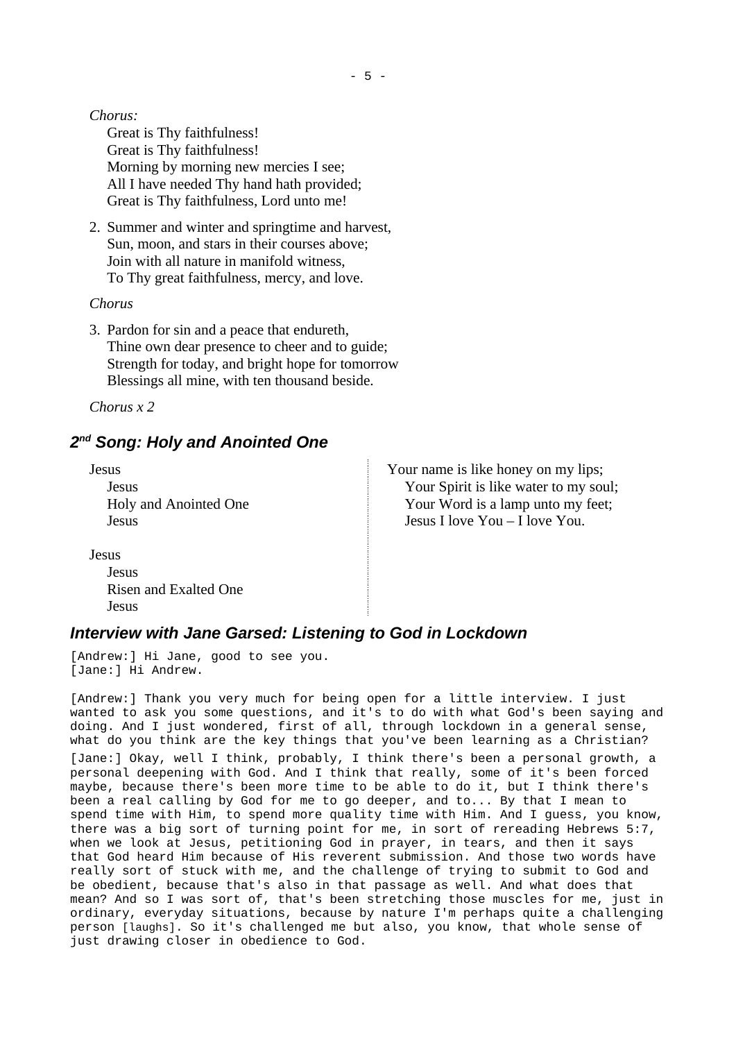*Chorus:*

Great is Thy faithfulness!
Great is Thy faithfulness!
Morning by morning new mercies I see;
All I have needed Thy hand hath provided;
Great is Thy faithfulness, Lord unto me!

2. Summer and winter and springtime and harvest,
   Sun, moon, and stars in their courses above;
   Join with all nature in manifold witness,
   To Thy great faithfulness, mercy, and love.

*Chorus*

3. Pardon for sin and a peace that endureth,
   Thine own dear presence to cheer and to guide;
   Strength for today, and bright hope for tomorrow
   Blessings all mine, with ten thousand beside.

*Chorus x 2*

## 2nd Song: Holy and Anointed One

Jesus
Jesus
Holy and Anointed One
Jesus

Jesus
Jesus
Risen and Exalted One
Jesus

Your name is like honey on my lips;
Your Spirit is like water to my soul;
Your Word is a lamp unto my feet;
Jesus I love You – I love You.

## Interview with Jane Garsed: Listening to God in Lockdown

[Andrew:] Hi Jane, good to see you.
[Jane:] Hi Andrew.

[Andrew:] Thank you very much for being open for a little interview. I just wanted to ask you some questions, and it's to do with what God's been saying and doing. And I just wondered, first of all, through lockdown in a general sense, what do you think are the key things that you've been learning as a Christian?

[Jane:] Okay, well I think, probably, I think there's been a personal growth, a personal deepening with God. And I think that really, some of it's been forced maybe, because there's been more time to be able to do it, but I think there's been a real calling by God for me to go deeper, and to... By that I mean to spend time with Him, to spend more quality time with Him. And I guess, you know, there was a big sort of turning point for me, in sort of rereading Hebrews 5:7, when we look at Jesus, petitioning God in prayer, in tears, and then it says that God heard Him because of His reverent submission. And those two words have really sort of stuck with me, and the challenge of trying to submit to God and be obedient, because that's also in that passage as well. And what does that mean? And so I was sort of, that's been stretching those muscles for me, just in ordinary, everyday situations, because by nature I'm perhaps quite a challenging person [laughs]. So it's challenged me but also, you know, that whole sense of just drawing closer in obedience to God.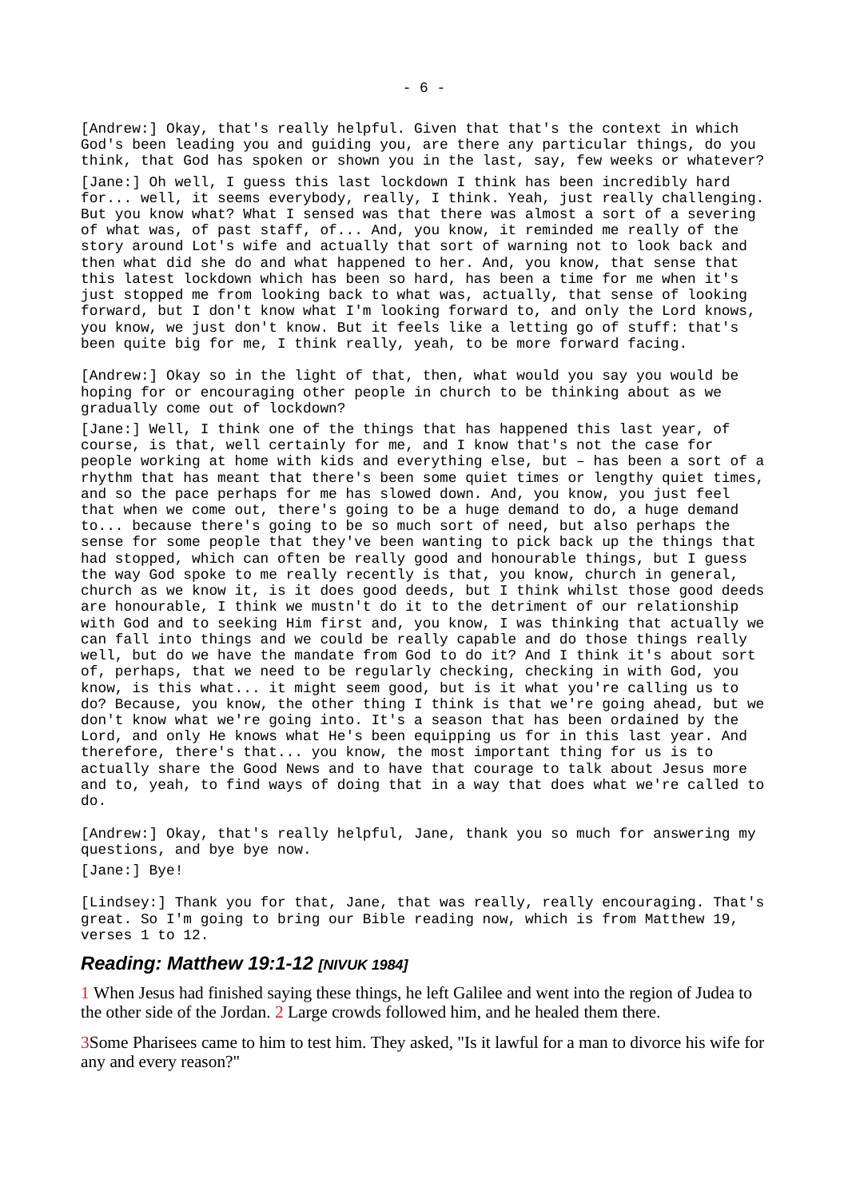[Andrew:] Okay, that's really helpful. Given that that's the context in which God's been leading you and guiding you, are there any particular things, do you think, that God has spoken or shown you in the last, say, few weeks or whatever?

[Jane:] Oh well, I guess this last lockdown I think has been incredibly hard for... well, it seems everybody, really, I think. Yeah, just really challenging. But you know what? What I sensed was that there was almost a sort of a severing of what was, of past staff, of... And, you know, it reminded me really of the story around Lot's wife and actually that sort of warning not to look back and then what did she do and what happened to her. And, you know, that sense that this latest lockdown which has been so hard, has been a time for me when it's just stopped me from looking back to what was, actually, that sense of looking forward, but I don't know what I'm looking forward to, and only the Lord knows, you know, we just don't know. But it feels like a letting go of stuff: that's been quite big for me, I think really, yeah, to be more forward facing.

[Andrew:] Okay so in the light of that, then, what would you say you would be hoping for or encouraging other people in church to be thinking about as we gradually come out of lockdown?

[Jane:] Well, I think one of the things that has happened this last year, of course, is that, well certainly for me, and I know that's not the case for people working at home with kids and everything else, but – has been a sort of a rhythm that has meant that there's been some quiet times or lengthy quiet times, and so the pace perhaps for me has slowed down. And, you know, you just feel that when we come out, there's going to be a huge demand to do, a huge demand to... because there's going to be so much sort of need, but also perhaps the sense for some people that they've been wanting to pick back up the things that had stopped, which can often be really good and honourable things, but I guess the way God spoke to me really recently is that, you know, church in general, church as we know it, is it does good deeds, but I think whilst those good deeds are honourable, I think we mustn't do it to the detriment of our relationship with God and to seeking Him first and, you know, I was thinking that actually we can fall into things and we could be really capable and do those things really well, but do we have the mandate from God to do it? And I think it's about sort of, perhaps, that we need to be regularly checking, checking in with God, you know, is this what... it might seem good, but is it what you're calling us to do? Because, you know, the other thing I think is that we're going ahead, but we don't know what we're going into. It's a season that has been ordained by the Lord, and only He knows what He's been equipping us for in this last year. And therefore, there's that... you know, the most important thing for us is to actually share the Good News and to have that courage to talk about Jesus more and to, yeah, to find ways of doing that in a way that does what we're called to do.

[Andrew:] Okay, that's really helpful, Jane, thank you so much for answering my questions, and bye bye now.

[Jane:] Bye!

[Lindsey:] Thank you for that, Jane, that was really, really encouraging. That's great. So I'm going to bring our Bible reading now, which is from Matthew 19, verses 1 to 12.

## *Reading: Matthew 19:1-12 [NIVUK 1984]*

1 When Jesus had finished saying these things, he left Galilee and went into the region of Judea to the other side of the Jordan. 2 Large crowds followed him, and he healed them there.

3Some Pharisees came to him to test him. They asked, "Is it lawful for a man to divorce his wife for any and every reason?"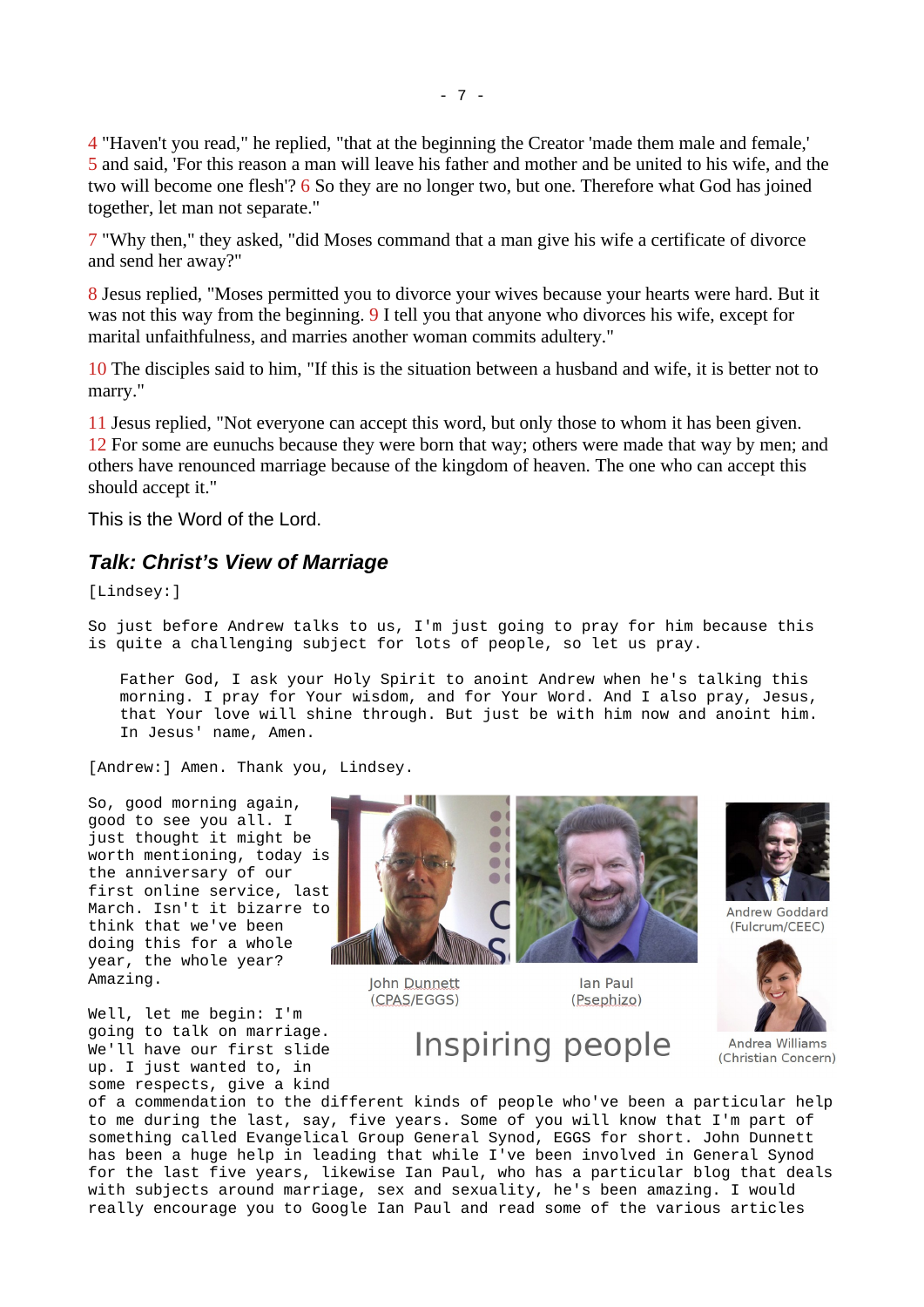4 "Haven't you read," he replied, "that at the beginning the Creator 'made them male and female,' 5 and said, 'For this reason a man will leave his father and mother and be united to his wife, and the two will become one flesh'? 6 So they are no longer two, but one. Therefore what God has joined together, let man not separate."

7 "Why then," they asked, "did Moses command that a man give his wife a certificate of divorce and send her away?"

8 Jesus replied, "Moses permitted you to divorce your wives because your hearts were hard. But it was not this way from the beginning. 9 I tell you that anyone who divorces his wife, except for marital unfaithfulness, and marries another woman commits adultery."

10 The disciples said to him, "If this is the situation between a husband and wife, it is better not to marry."

11 Jesus replied, "Not everyone can accept this word, but only those to whom it has been given. 12 For some are eunuchs because they were born that way; others were made that way by men; and others have renounced marriage because of the kingdom of heaven. The one who can accept this should accept it."

This is the Word of the Lord.

## *Talk: Christ's View of Marriage*

[Lindsey:]

So just before Andrew talks to us, I'm just going to pray for him because this is quite a challenging subject for lots of people, so let us pray.

> Father God, I ask your Holy Spirit to anoint Andrew when he's talking this morning. I pray for Your wisdom, and for Your Word. And I also pray, Jesus, that Your love will shine through. But just be with him now and anoint him. In Jesus' name, Amen.

[Andrew:] Amen. Thank you, Lindsey.

So, good morning again, good to see you all. I just thought it might be worth mentioning, today is the anniversary of our first online service, last March. Isn't it bizarre to think that we've been doing this for a whole year, the whole year? Amazing.

John Dunnett (CPAS/EGGS)

Ian Paul (Psephizo)

Andrew Goddard (Fulcrum/CEEC)

Andrea Williams (Christian Concern)

Inspiring people

Well, let me begin: I'm going to talk on marriage. We'll have our first slide up. I just wanted to, in some respects, give a kind of a commendation to the different kinds of people who've been a particular help to me during the last, say, five years. Some of you will know that I'm part of something called Evangelical Group General Synod, EGGS for short. John Dunnett has been a huge help in leading that while I've been involved in General Synod for the last five years, likewise Ian Paul, who has a particular blog that deals with subjects around marriage, sex and sexuality, he's been amazing. I would really encourage you to Google Ian Paul and read some of the various articles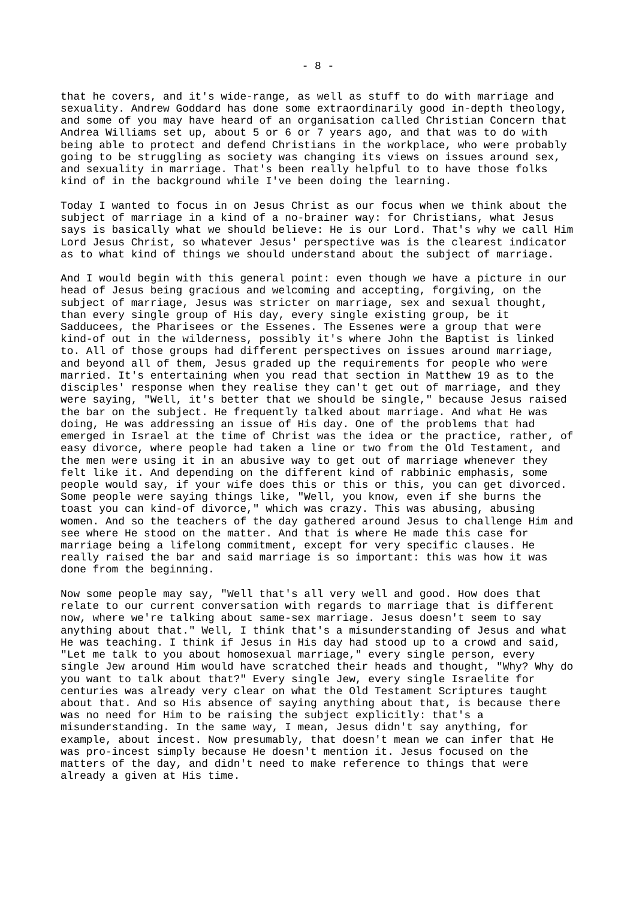that he covers, and it's wide-range, as well as stuff to do with marriage and sexuality. Andrew Goddard has done some extraordinarily good in-depth theology, and some of you may have heard of an organisation called Christian Concern that Andrea Williams set up, about 5 or 6 or 7 years ago, and that was to do with being able to protect and defend Christians in the workplace, who were probably going to be struggling as society was changing its views on issues around sex, and sexuality in marriage. That's been really helpful to to have those folks kind of in the background while I've been doing the learning.

Today I wanted to focus in on Jesus Christ as our focus when we think about the subject of marriage in a kind of a no-brainer way: for Christians, what Jesus says is basically what we should believe: He is our Lord. That's why we call Him Lord Jesus Christ, so whatever Jesus' perspective was is the clearest indicator as to what kind of things we should understand about the subject of marriage.

And I would begin with this general point: even though we have a picture in our head of Jesus being gracious and welcoming and accepting, forgiving, on the subject of marriage, Jesus was stricter on marriage, sex and sexual thought, than every single group of His day, every single existing group, be it Sadducees, the Pharisees or the Essenes. The Essenes were a group that were kind-of out in the wilderness, possibly it's where John the Baptist is linked to. All of those groups had different perspectives on issues around marriage, and beyond all of them, Jesus graded up the requirements for people who were married. It's entertaining when you read that section in Matthew 19 as to the disciples' response when they realise they can't get out of marriage, and they were saying, "Well, it's better that we should be single," because Jesus raised the bar on the subject. He frequently talked about marriage. And what He was doing, He was addressing an issue of His day. One of the problems that had emerged in Israel at the time of Christ was the idea or the practice, rather, of easy divorce, where people had taken a line or two from the Old Testament, and the men were using it in an abusive way to get out of marriage whenever they felt like it. And depending on the different kind of rabbinic emphasis, some people would say, if your wife does this or this or this, you can get divorced. Some people were saying things like, "Well, you know, even if she burns the toast you can kind-of divorce," which was crazy. This was abusing, abusing women. And so the teachers of the day gathered around Jesus to challenge Him and see where He stood on the matter. And that is where He made this case for marriage being a lifelong commitment, except for very specific clauses. He really raised the bar and said marriage is so important: this was how it was done from the beginning.

Now some people may say, "Well that's all very well and good. How does that relate to our current conversation with regards to marriage that is different now, where we're talking about same-sex marriage. Jesus doesn't seem to say anything about that." Well, I think that's a misunderstanding of Jesus and what He was teaching. I think if Jesus in His day had stood up to a crowd and said, "Let me talk to you about homosexual marriage," every single person, every single Jew around Him would have scratched their heads and thought, "Why? Why do you want to talk about that?" Every single Jew, every single Israelite for centuries was already very clear on what the Old Testament Scriptures taught about that. And so His absence of saying anything about that, is because there was no need for Him to be raising the subject explicitly: that's a misunderstanding. In the same way, I mean, Jesus didn't say anything, for example, about incest. Now presumably, that doesn't mean we can infer that He was pro-incest simply because He doesn't mention it. Jesus focused on the matters of the day, and didn't need to make reference to things that were already a given at His time.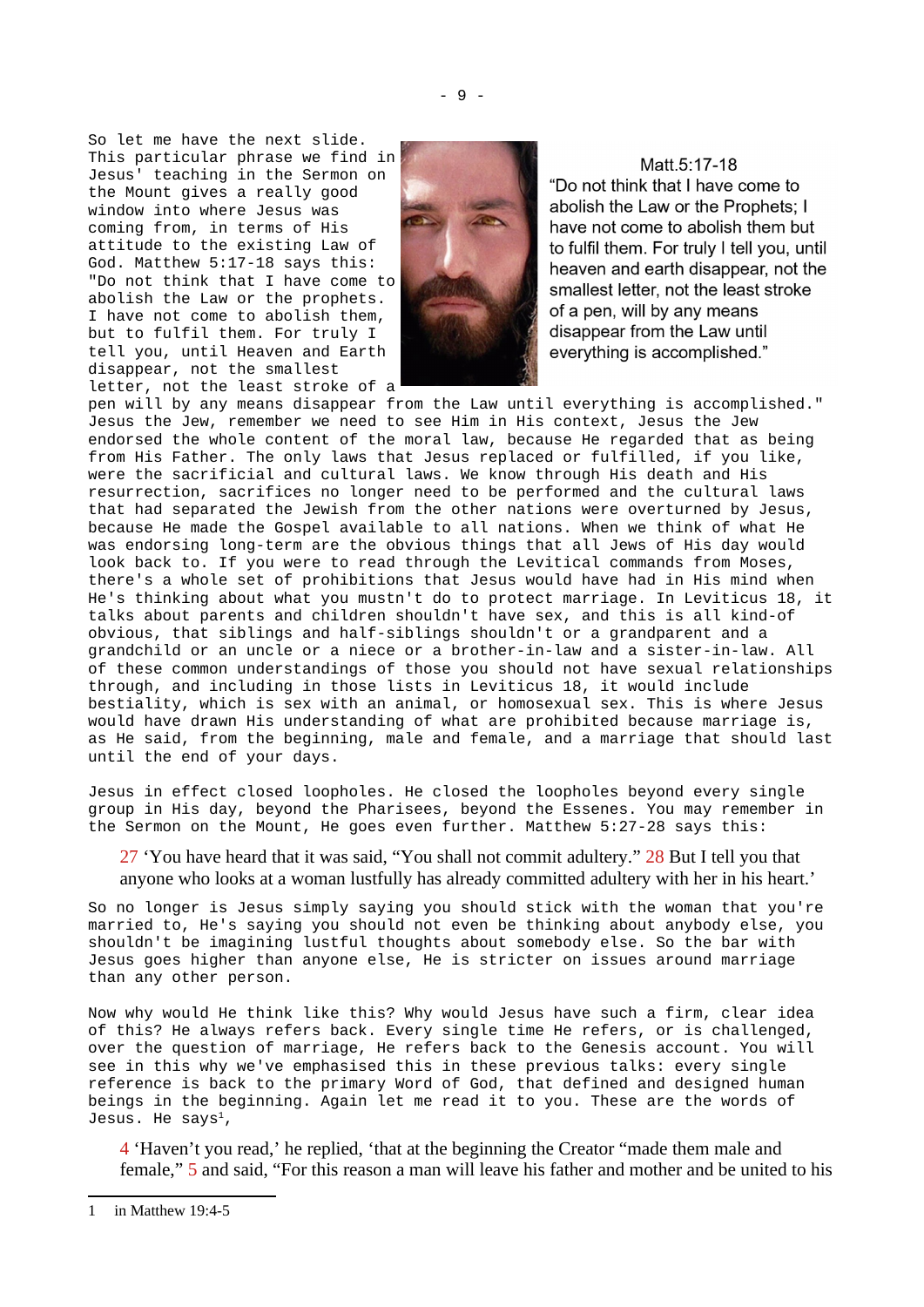So let me have the next slide. This particular phrase we find in Jesus' teaching in the Sermon on the Mount gives a really good window into where Jesus was coming from, in terms of His attitude to the existing Law of God. Matthew 5:17-18 says this: "Do not think that I have come to abolish the Law or the prophets. I have not come to abolish them, but to fulfil them. For truly I tell you, until Heaven and Earth disappear, not the smallest letter, not the least stroke of a pen will by any means disappear from the Law until everything is accomplished." Jesus the Jew, remember we need to see Him in His context, Jesus the Jew endorsed the whole content of the moral law, because He regarded that as being from His Father. The only laws that Jesus replaced or fulfilled, if you like, were the sacrificial and cultural laws. We know through His death and His resurrection, sacrifices no longer need to be performed and the cultural laws that had separated the Jewish from the other nations were overturned by Jesus, because He made the Gospel available to all nations. When we think of what He was endorsing long-term are the obvious things that all Jews of His day would look back to. If you were to read through the Levitical commands from Moses, there's a whole set of prohibitions that Jesus would have had in His mind when He's thinking about what you mustn't do to protect marriage. In Leviticus 18, it talks about parents and children shouldn't have sex, and this is all kind-of obvious, that siblings and half-siblings shouldn't or a grandparent and a grandchild or an uncle or a niece or a brother-in-law and a sister-in-law. All of these common understandings of those you should not have sexual relationships through, and including in those lists in Leviticus 18, it would include bestiality, which is sex with an animal, or homosexual sex. This is where Jesus would have drawn His understanding of what are prohibited because marriage is, as He said, from the beginning, male and female, and a marriage that should last until the end of your days.

Matt.5:17-18
"Do not think that I have come to abolish the Law or the Prophets; I have not come to abolish them but to fulfil them. For truly I tell you, until heaven and earth disappear, not the smallest letter, not the least stroke of a pen, will by any means disappear from the Law until everything is accomplished."

Jesus in effect closed loopholes. He closed the loopholes beyond every single group in His day, beyond the Pharisees, beyond the Essenes. You may remember in the Sermon on the Mount, He goes even further. Matthew 5:27-28 says this:

> 27 'You have heard that it was said, "You shall not commit adultery." 28 But I tell you that anyone who looks at a woman lustfully has already committed adultery with her in his heart.'

So no longer is Jesus simply saying you should stick with the woman that you're married to, He's saying you should not even be thinking about anybody else, you shouldn't be imagining lustful thoughts about somebody else. So the bar with Jesus goes higher than anyone else, He is stricter on issues around marriage than any other person.

Now why would He think like this? Why would Jesus have such a firm, clear idea of this? He always refers back. Every single time He refers, or is challenged, over the question of marriage, He refers back to the Genesis account. You will see in this why we've emphasised this in these previous talks: every single reference is back to the primary Word of God, that defined and designed human beings in the beginning. Again let me read it to you. These are the words of Jesus. He says[1],

> 4 'Haven't you read,' he replied, 'that at the beginning the Creator "made them male and female," 5 and said, "For this reason a man will leave his father and mother and be united to his

1 in Matthew 19:4-5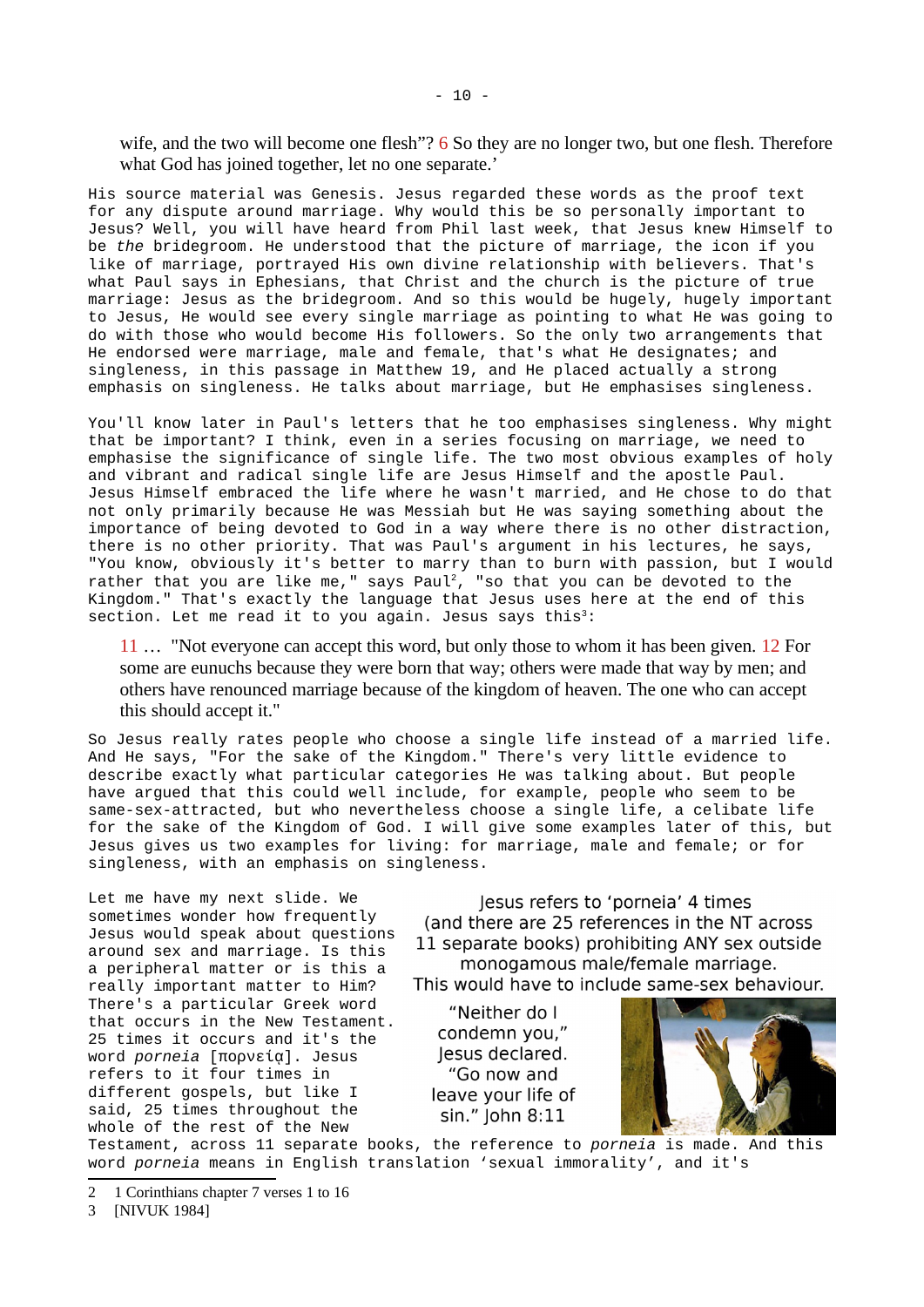wife, and the two will become one flesh"? 6 So they are no longer two, but one flesh. Therefore what God has joined together, let no one separate.'

His source material was Genesis. Jesus regarded these words as the proof text for any dispute around marriage. Why would this be so personally important to Jesus? Well, you will have heard from Phil last week, that Jesus knew Himself to be *the* bridegroom. He understood that the picture of marriage, the icon if you like of marriage, portrayed His own divine relationship with believers. That's what Paul says in Ephesians, that Christ and the church is the picture of true marriage: Jesus as the bridegroom. And so this would be hugely, hugely important to Jesus, He would see every single marriage as pointing to what He was going to do with those who would become His followers. So the only two arrangements that He endorsed were marriage, male and female, that's what He designates; and singleness, in this passage in Matthew 19, and He placed actually a strong emphasis on singleness. He talks about marriage, but He emphasises singleness.

You'll know later in Paul's letters that he too emphasises singleness. Why might that be important? I think, even in a series focusing on marriage, we need to emphasise the significance of single life. The two most obvious examples of holy and vibrant and radical single life are Jesus Himself and the apostle Paul. Jesus Himself embraced the life where he wasn't married, and He chose to do that not only primarily because He was Messiah but He was saying something about the importance of being devoted to God in a way where there is no other distraction, there is no other priority. That was Paul's argument in his lectures, he says, "You know, obviously it's better to marry than to burn with passion, but I would rather that you are like me," says Paul[2], "so that you can be devoted to the Kingdom." That's exactly the language that Jesus uses here at the end of this section. Let me read it to you again. Jesus says this[3]:

> 11 … "Not everyone can accept this word, but only those to whom it has been given. 12 For some are eunuchs because they were born that way; others were made that way by men; and others have renounced marriage because of the kingdom of heaven. The one who can accept this should accept it."

So Jesus really rates people who choose a single life instead of a married life. And He says, "For the sake of the Kingdom." There's very little evidence to describe exactly what particular categories He was talking about. But people have argued that this could well include, for example, people who seem to be same-sex-attracted, but who nevertheless choose a single life, a celibate life for the sake of the Kingdom of God. I will give some examples later of this, but Jesus gives us two examples for living: for marriage, male and female; or for singleness, with an emphasis on singleness.

Jesus refers to 'porneia' 4 times (and there are 25 references in the NT across 11 separate books) prohibiting ANY sex outside monogamous male/female marriage. This would have to include same-sex behaviour.

"Neither do I condemn you," Jesus declared. "Go now and leave your life of sin." John 8:11

Let me have my next slide. We sometimes wonder how frequently Jesus would speak about questions around sex and marriage. Is this a peripheral matter or is this a really important matter to Him? There's a particular Greek word that occurs in the New Testament. 25 times it occurs and it's the word *porneia* [πορνείᾳ]. Jesus refers to it four times in different gospels, but like I said, 25 times throughout the whole of the rest of the New Testament, across 11 separate books, the reference to *porneia* is made. And this word *porneia* means in English translation 'sexual immorality', and it's

2 1 Corinthians chapter 7 verses 1 to 16

3 [NIVUK 1984]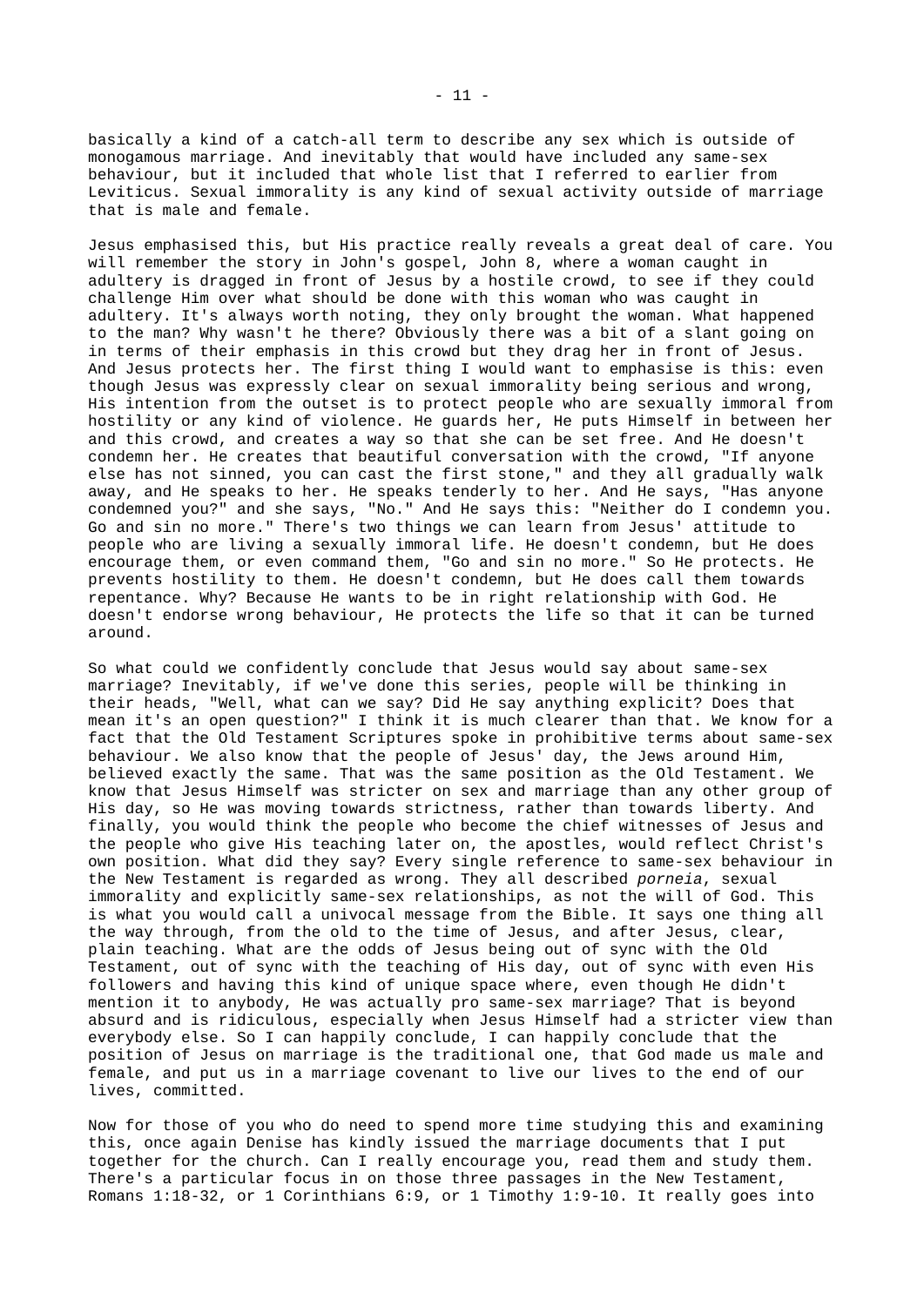basically a kind of a catch-all term to describe any sex which is outside of monogamous marriage. And inevitably that would have included any same-sex behaviour, but it included that whole list that I referred to earlier from Leviticus. Sexual immorality is any kind of sexual activity outside of marriage that is male and female.

Jesus emphasised this, but His practice really reveals a great deal of care. You will remember the story in John's gospel, John 8, where a woman caught in adultery is dragged in front of Jesus by a hostile crowd, to see if they could challenge Him over what should be done with this woman who was caught in adultery. It's always worth noting, they only brought the woman. What happened to the man? Why wasn't he there? Obviously there was a bit of a slant going on in terms of their emphasis in this crowd but they drag her in front of Jesus. And Jesus protects her. The first thing I would want to emphasise is this: even though Jesus was expressly clear on sexual immorality being serious and wrong, His intention from the outset is to protect people who are sexually immoral from hostility or any kind of violence. He guards her, He puts Himself in between her and this crowd, and creates a way so that she can be set free. And He doesn't condemn her. He creates that beautiful conversation with the crowd, "If anyone else has not sinned, you can cast the first stone," and they all gradually walk away, and He speaks to her. He speaks tenderly to her. And He says, "Has anyone condemned you?" and she says, "No." And He says this: "Neither do I condemn you. Go and sin no more." There's two things we can learn from Jesus' attitude to people who are living a sexually immoral life. He doesn't condemn, but He does encourage them, or even command them, "Go and sin no more." So He protects. He prevents hostility to them. He doesn't condemn, but He does call them towards repentance. Why? Because He wants to be in right relationship with God. He doesn't endorse wrong behaviour, He protects the life so that it can be turned around.

So what could we confidently conclude that Jesus would say about same-sex marriage? Inevitably, if we've done this series, people will be thinking in their heads, "Well, what can we say? Did He say anything explicit? Does that mean it's an open question?" I think it is much clearer than that. We know for a fact that the Old Testament Scriptures spoke in prohibitive terms about same-sex behaviour. We also know that the people of Jesus' day, the Jews around Him, believed exactly the same. That was the same position as the Old Testament. We know that Jesus Himself was stricter on sex and marriage than any other group of His day, so He was moving towards strictness, rather than towards liberty. And finally, you would think the people who become the chief witnesses of Jesus and the people who give His teaching later on, the apostles, would reflect Christ's own position. What did they say? Every single reference to same-sex behaviour in the New Testament is regarded as wrong. They all described *porneia*, sexual immorality and explicitly same-sex relationships, as not the will of God. This is what you would call a univocal message from the Bible. It says one thing all the way through, from the old to the time of Jesus, and after Jesus, clear, plain teaching. What are the odds of Jesus being out of sync with the Old Testament, out of sync with the teaching of His day, out of sync with even His followers and having this kind of unique space where, even though He didn't mention it to anybody, He was actually pro same-sex marriage? That is beyond absurd and is ridiculous, especially when Jesus Himself had a stricter view than everybody else. So I can happily conclude, I can happily conclude that the position of Jesus on marriage is the traditional one, that God made us male and female, and put us in a marriage covenant to live our lives to the end of our lives, committed.

Now for those of you who do need to spend more time studying this and examining this, once again Denise has kindly issued the marriage documents that I put together for the church. Can I really encourage you, read them and study them. There's a particular focus in on those three passages in the New Testament, Romans 1:18-32, or 1 Corinthians 6:9, or 1 Timothy 1:9-10. It really goes into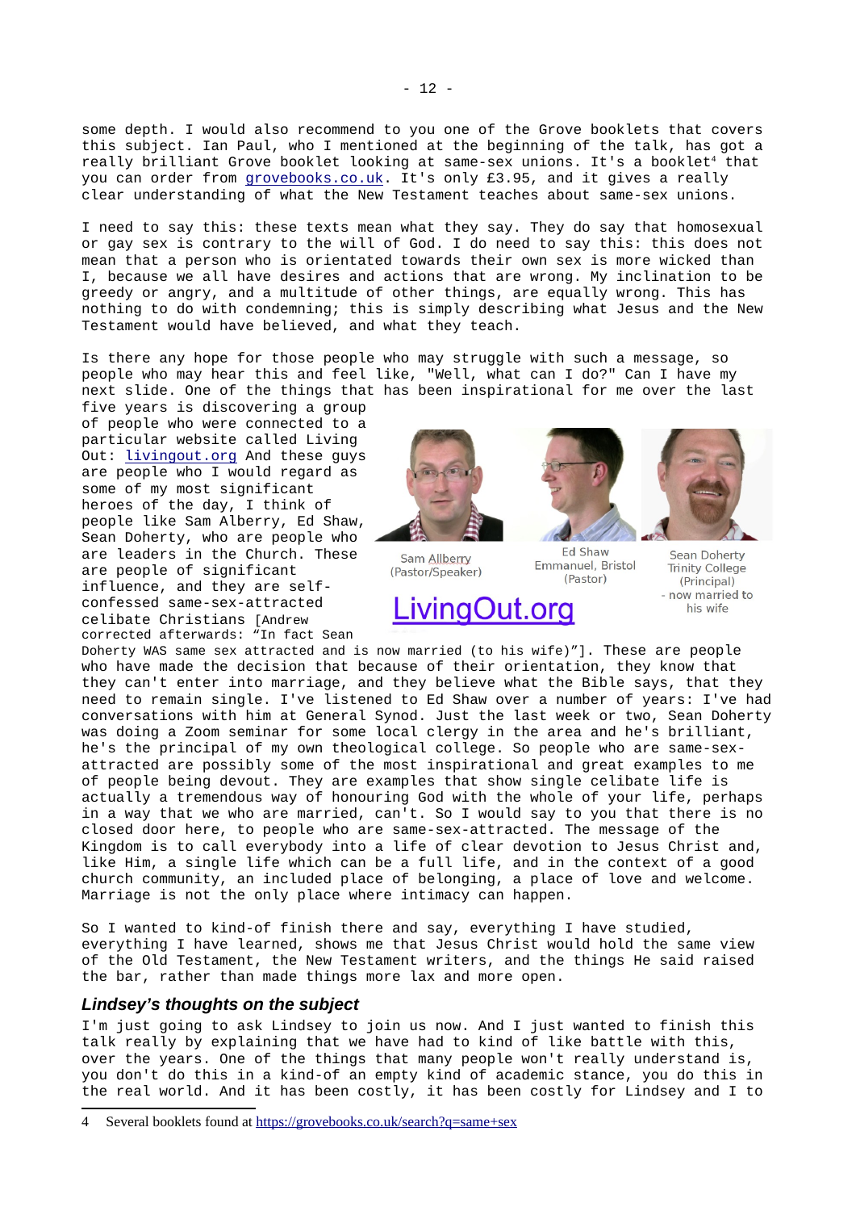some depth. I would also recommend to you one of the Grove booklets that covers this subject. Ian Paul, who I mentioned at the beginning of the talk, has got a really brilliant Grove booklet looking at same-sex unions. It's a booklet[4] that you can order from grovebooks.co.uk. It's only £3.95, and it gives a really clear understanding of what the New Testament teaches about same-sex unions.

I need to say this: these texts mean what they say. They do say that homosexual or gay sex is contrary to the will of God. I do need to say this: this does not mean that a person who is orientated towards their own sex is more wicked than I, because we all have desires and actions that are wrong. My inclination to be greedy or angry, and a multitude of other things, are equally wrong. This has nothing to do with condemning; this is simply describing what Jesus and the New Testament would have believed, and what they teach.

Is there any hope for those people who may struggle with such a message, so people who may hear this and feel like, "Well, what can I do?" Can I have my next slide. One of the things that has been inspirational for me over the last five years is discovering a group of people who were connected to a particular website called Living Out: livingout.org And these guys are people who I would regard as some of my most significant heroes of the day, I think of people like Sam Alberry, Ed Shaw, Sean Doherty, who are people who are leaders in the Church. These are people of significant influence, and they are self-confessed same-sex-attracted celibate Christians [Andrew corrected afterwards: "In fact Sean Doherty WAS same sex attracted and is now married (to his wife)"]. These are people who have made the decision that because of their orientation, they know that they can't enter into marriage, and they believe what the Bible says, that they need to remain single. I've listened to Ed Shaw over a number of years: I've had conversations with him at General Synod. Just the last week or two, Sean Doherty was doing a Zoom seminar for some local clergy in the area and he's brilliant, he's the principal of my own theological college. So people who are same-sex-attracted are possibly some of the most inspirational and great examples to me of people being devout. They are examples that show single celibate life is actually a tremendous way of honouring God with the whole of your life, perhaps in a way that we who are married, can't. So I would say to you that there is no closed door here, to people who are same-sex-attracted. The message of the Kingdom is to call everybody into a life of clear devotion to Jesus Christ and, like Him, a single life which can be a full life, and in the context of a good church community, an included place of belonging, a place of love and welcome. Marriage is not the only place where intimacy can happen.

Sam Allberry (Pastor/Speaker)

Ed Shaw Emmanuel, Bristol (Pastor)

Sean Doherty Trinity College (Principal) - now married to his wife

LivingOut.org

So I wanted to kind-of finish there and say, everything I have studied, everything I have learned, shows me that Jesus Christ would hold the same view of the Old Testament, the New Testament writers, and the things He said raised the bar, rather than made things more lax and more open.

### *Lindsey's thoughts on the subject*

I'm just going to ask Lindsey to join us now. And I just wanted to finish this talk really by explaining that we have had to kind of like battle with this, over the years. One of the things that many people won't really understand is, you don't do this in a kind-of an empty kind of academic stance, you do this in the real world. And it has been costly, it has been costly for Lindsey and I to

4 Several booklets found at https://grovebooks.co.uk/search?q=same+sex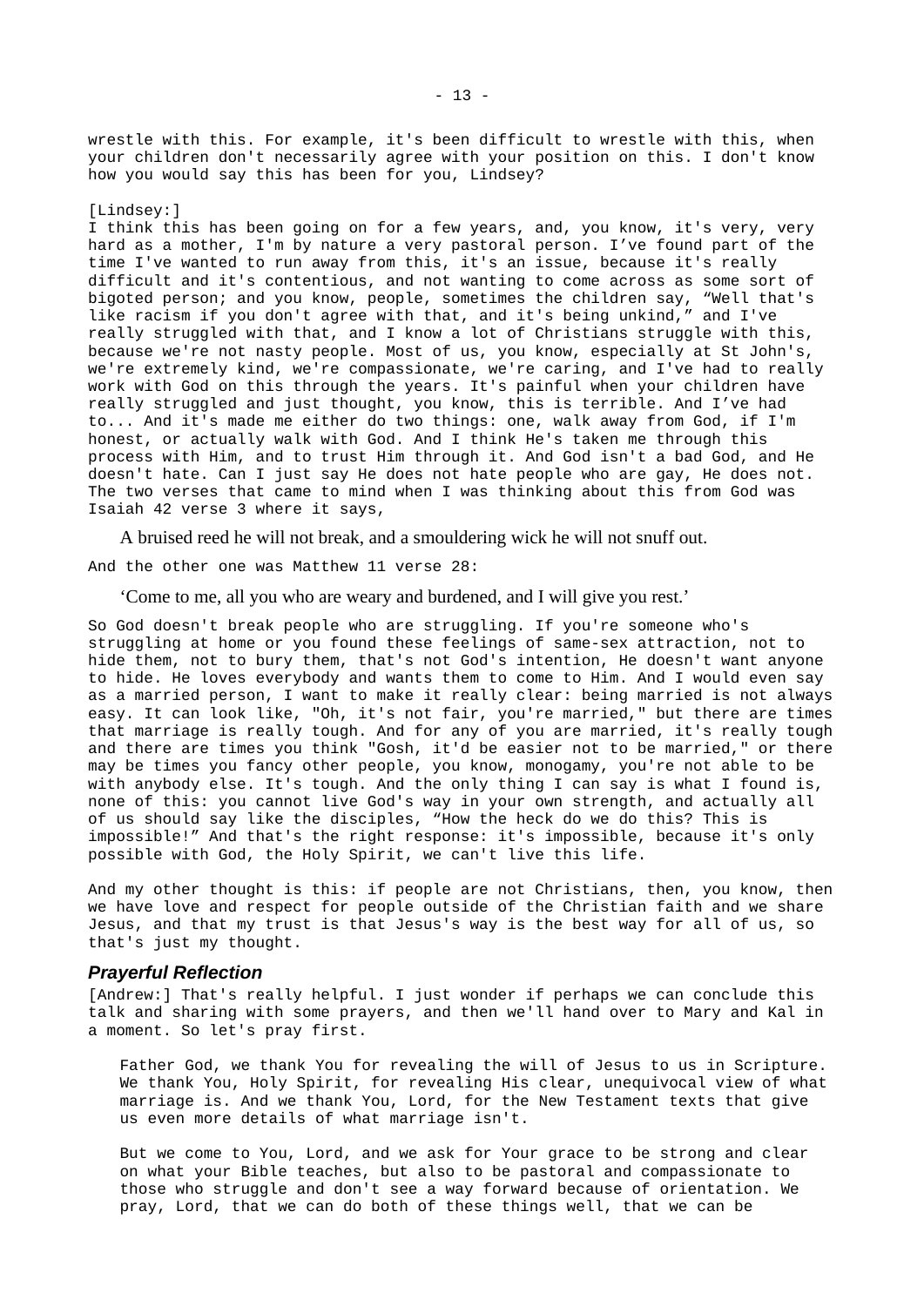wrestle with this. For example, it's been difficult to wrestle with this, when your children don't necessarily agree with your position on this. I don't know how you would say this has been for you, Lindsey?

[Lindsey:]
I think this has been going on for a few years, and, you know, it's very, very hard as a mother, I'm by nature a very pastoral person. I've found part of the time I've wanted to run away from this, it's an issue, because it's really difficult and it's contentious, and not wanting to come across as some sort of bigoted person; and you know, people, sometimes the children say, "Well that's like racism if you don't agree with that, and it's being unkind," and I've really struggled with that, and I know a lot of Christians struggle with this, because we're not nasty people. Most of us, you know, especially at St John's, we're extremely kind, we're compassionate, we're caring, and I've had to really work with God on this through the years. It's painful when your children have really struggled and just thought, you know, this is terrible. And I've had to... And it's made me either do two things: one, walk away from God, if I'm honest, or actually walk with God. And I think He's taken me through this process with Him, and to trust Him through it. And God isn't a bad God, and He doesn't hate. Can I just say He does not hate people who are gay, He does not. The two verses that came to mind when I was thinking about this from God was Isaiah 42 verse 3 where it says,

> A bruised reed he will not break, and a smouldering wick he will not snuff out.

And the other one was Matthew 11 verse 28:

> 'Come to me, all you who are weary and burdened, and I will give you rest.'

So God doesn't break people who are struggling. If you're someone who's struggling at home or you found these feelings of same-sex attraction, not to hide them, not to bury them, that's not God's intention, He doesn't want anyone to hide. He loves everybody and wants them to come to Him. And I would even say as a married person, I want to make it really clear: being married is not always easy. It can look like, "Oh, it's not fair, you're married," but there are times that marriage is really tough. And for any of you are married, it's really tough and there are times you think "Gosh, it'd be easier not to be married," or there may be times you fancy other people, you know, monogamy, you're not able to be with anybody else. It's tough. And the only thing I can say is what I found is, none of this: you cannot live God's way in your own strength, and actually all of us should say like the disciples, "How the heck do we do this? This is impossible!" And that's the right response: it's impossible, because it's only possible with God, the Holy Spirit, we can't live this life.

And my other thought is this: if people are not Christians, then, you know, then we have love and respect for people outside of the Christian faith and we share Jesus, and that my trust is that Jesus's way is the best way for all of us, so that's just my thought.

### *Prayerful Reflection*

[Andrew:] That's really helpful. I just wonder if perhaps we can conclude this talk and sharing with some prayers, and then we'll hand over to Mary and Kal in a moment. So let's pray first.

> Father God, we thank You for revealing the will of Jesus to us in Scripture. We thank You, Holy Spirit, for revealing His clear, unequivocal view of what marriage is. And we thank You, Lord, for the New Testament texts that give us even more details of what marriage isn't.
>
> But we come to You, Lord, and we ask for Your grace to be strong and clear on what your Bible teaches, but also to be pastoral and compassionate to those who struggle and don't see a way forward because of orientation. We pray, Lord, that we can do both of these things well, that we can be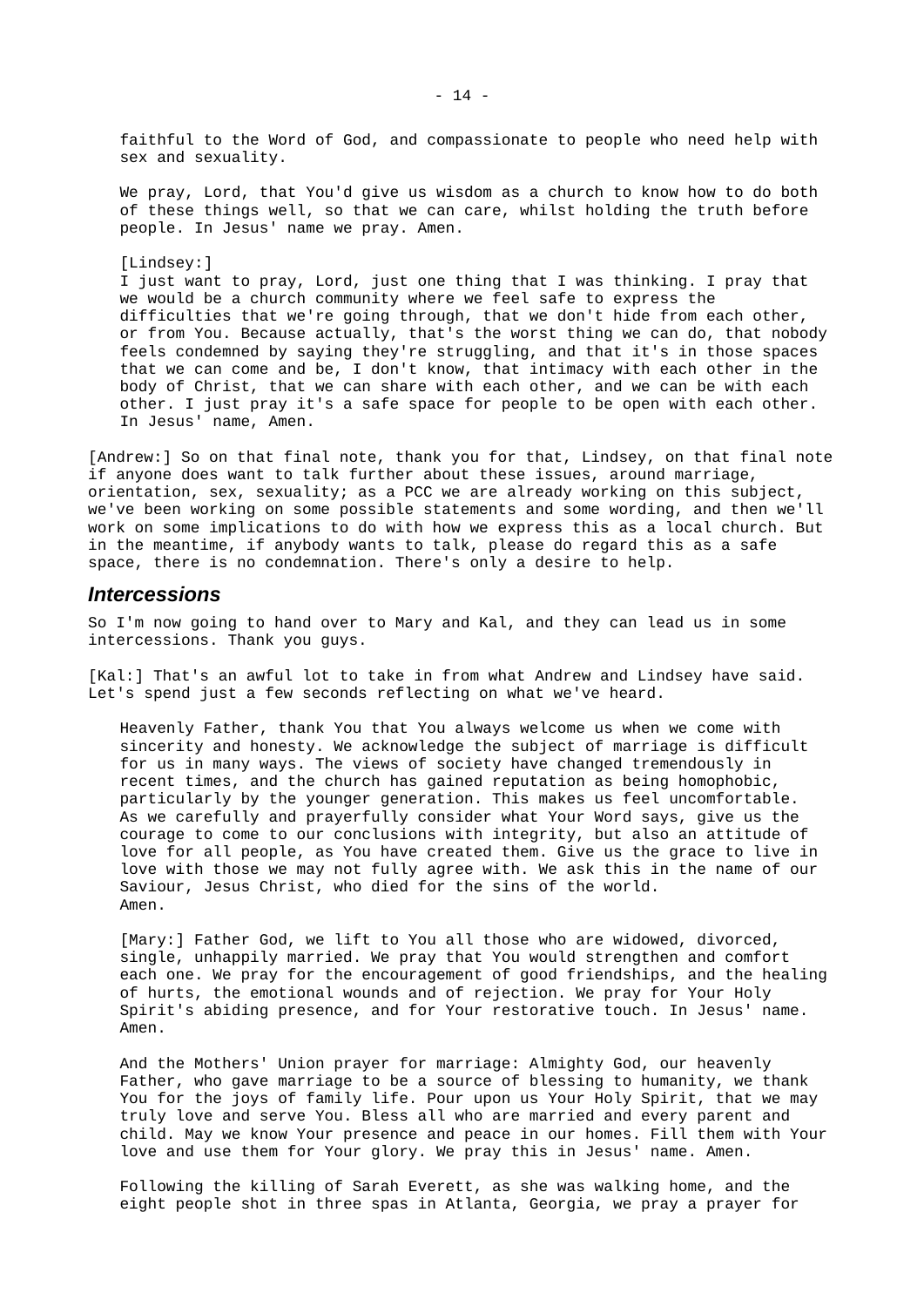faithful to the Word of God, and compassionate to people who need help with sex and sexuality.

We pray, Lord, that You'd give us wisdom as a church to know how to do both of these things well, so that we can care, whilst holding the truth before people. In Jesus' name we pray. Amen.

[Lindsey:]
I just want to pray, Lord, just one thing that I was thinking. I pray that we would be a church community where we feel safe to express the difficulties that we're going through, that we don't hide from each other, or from You. Because actually, that's the worst thing we can do, that nobody feels condemned by saying they're struggling, and that it's in those spaces that we can come and be, I don't know, that intimacy with each other in the body of Christ, that we can share with each other, and we can be with each other. I just pray it's a safe space for people to be open with each other. In Jesus' name, Amen.

[Andrew:] So on that final note, thank you for that, Lindsey, on that final note if anyone does want to talk further about these issues, around marriage, orientation, sex, sexuality; as a PCC we are already working on this subject, we've been working on some possible statements and some wording, and then we'll work on some implications to do with how we express this as a local church. But in the meantime, if anybody wants to talk, please do regard this as a safe space, there is no condemnation. There's only a desire to help.

## *Intercessions*

So I'm now going to hand over to Mary and Kal, and they can lead us in some intercessions. Thank you guys.

[Kal:] That's an awful lot to take in from what Andrew and Lindsey have said. Let's spend just a few seconds reflecting on what we've heard.

Heavenly Father, thank You that You always welcome us when we come with sincerity and honesty. We acknowledge the subject of marriage is difficult for us in many ways. The views of society have changed tremendously in recent times, and the church has gained reputation as being homophobic, particularly by the younger generation. This makes us feel uncomfortable. As we carefully and prayerfully consider what Your Word says, give us the courage to come to our conclusions with integrity, but also an attitude of love for all people, as You have created them. Give us the grace to live in love with those we may not fully agree with. We ask this in the name of our Saviour, Jesus Christ, who died for the sins of the world.
Amen.

[Mary:] Father God, we lift to You all those who are widowed, divorced, single, unhappily married. We pray that You would strengthen and comfort each one. We pray for the encouragement of good friendships, and the healing of hurts, the emotional wounds and of rejection. We pray for Your Holy Spirit's abiding presence, and for Your restorative touch. In Jesus' name. Amen.

And the Mothers' Union prayer for marriage: Almighty God, our heavenly Father, who gave marriage to be a source of blessing to humanity, we thank You for the joys of family life. Pour upon us Your Holy Spirit, that we may truly love and serve You. Bless all who are married and every parent and child. May we know Your presence and peace in our homes. Fill them with Your love and use them for Your glory. We pray this in Jesus' name. Amen.

Following the killing of Sarah Everett, as she was walking home, and the eight people shot in three spas in Atlanta, Georgia, we pray a prayer for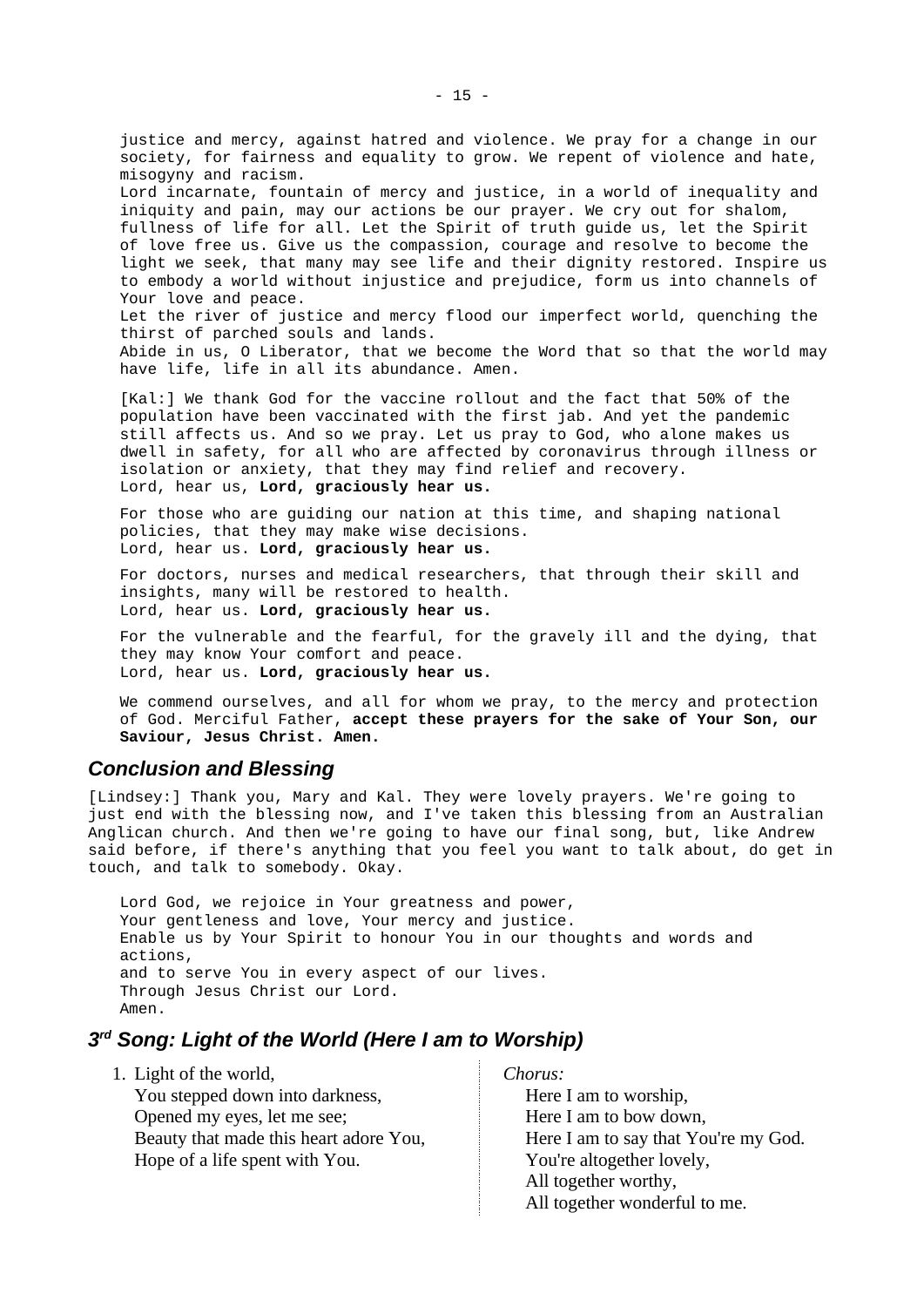justice and mercy, against hatred and violence. We pray for a change in our society, for fairness and equality to grow. We repent of violence and hate, misogyny and racism.
Lord incarnate, fountain of mercy and justice, in a world of inequality and iniquity and pain, may our actions be our prayer. We cry out for shalom, fullness of life for all. Let the Spirit of truth guide us, let the Spirit of love free us. Give us the compassion, courage and resolve to become the light we seek, that many may see life and their dignity restored. Inspire us to embody a world without injustice and prejudice, form us into channels of Your love and peace.
Let the river of justice and mercy flood our imperfect world, quenching the thirst of parched souls and lands.
Abide in us, O Liberator, that we become the Word that so that the world may have life, life in all its abundance. Amen.

[Kal:] We thank God for the vaccine rollout and the fact that 50% of the population have been vaccinated with the first jab. And yet the pandemic still affects us. And so we pray. Let us pray to God, who alone makes us dwell in safety, for all who are affected by coronavirus through illness or isolation or anxiety, that they may find relief and recovery.
Lord, hear us, **Lord, graciously hear us.**

For those who are guiding our nation at this time, and shaping national policies, that they may make wise decisions.
Lord, hear us. **Lord, graciously hear us.**

For doctors, nurses and medical researchers, that through their skill and insights, many will be restored to health.
Lord, hear us. **Lord, graciously hear us.**

For the vulnerable and the fearful, for the gravely ill and the dying, that they may know Your comfort and peace.
Lord, hear us. **Lord, graciously hear us.**

We commend ourselves, and all for whom we pray, to the mercy and protection of God. Merciful Father, **accept these prayers for the sake of Your Son, our Saviour, Jesus Christ. Amen.**

## Conclusion and Blessing

[Lindsey:] Thank you, Mary and Kal. They were lovely prayers. We're going to just end with the blessing now, and I've taken this blessing from an Australian Anglican church. And then we're going to have our final song, but, like Andrew said before, if there's anything that you feel you want to talk about, do get in touch, and talk to somebody. Okay.

Lord God, we rejoice in Your greatness and power,
Your gentleness and love, Your mercy and justice.
Enable us by Your Spirit to honour You in our thoughts and words and actions,
and to serve You in every aspect of our lives.
Through Jesus Christ our Lord.
Amen.

## 3rd Song: Light of the World (Here I am to Worship)

1. Light of the world,
   You stepped down into darkness,
   Opened my eyes, let me see;
   Beauty that made this heart adore You,
   Hope of a life spent with You.

*Chorus:*
Here I am to worship,
Here I am to bow down,
Here I am to say that You're my God.
You're altogether lovely,
All together worthy,
All together wonderful to me.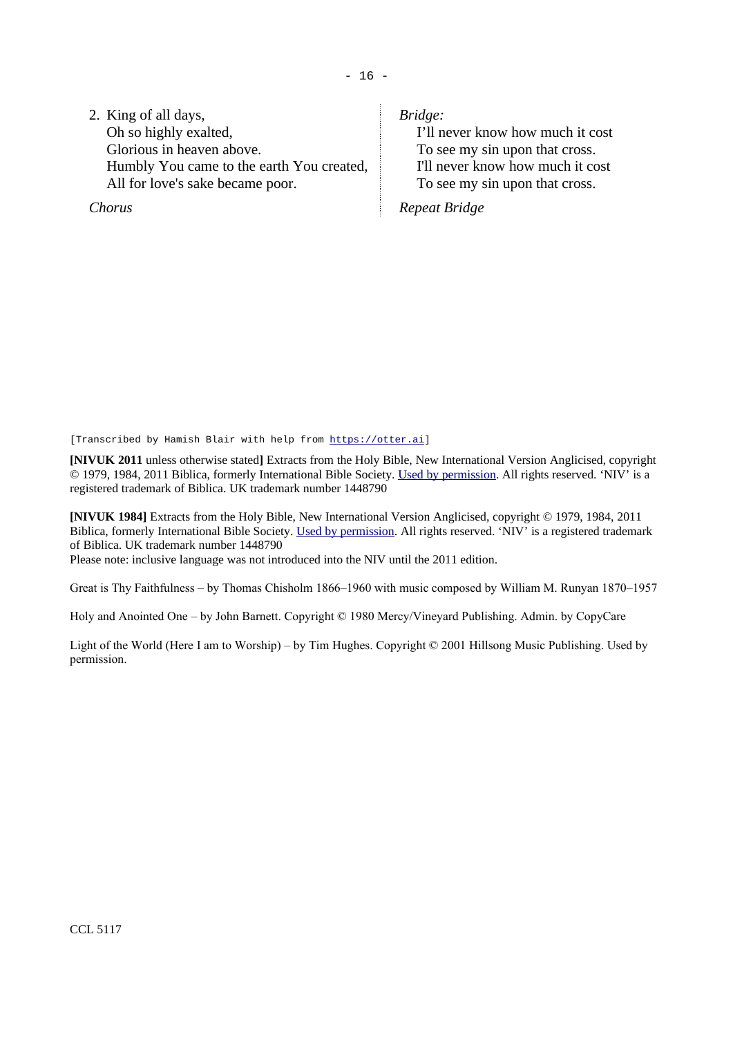2. King of all days,
   Oh so highly exalted,
   Glorious in heaven above.
   Humbly You came to the earth You created,
   All for love's sake became poor.

*Chorus*

*Bridge:*
I'll never know how much it cost
To see my sin upon that cross.
I'll never know how much it cost
To see my sin upon that cross.

*Repeat Bridge*

[Transcribed by Hamish Blair with help from https://otter.ai]

**[NIVUK 2011** unless otherwise stated**]** Extracts from the Holy Bible, New International Version Anglicised, copyright © 1979, 1984, 2011 Biblica, formerly International Bible Society. Used by permission. All rights reserved. 'NIV' is a registered trademark of Biblica. UK trademark number 1448790

**[NIVUK 1984]** Extracts from the Holy Bible, New International Version Anglicised, copyright © 1979, 1984, 2011 Biblica, formerly International Bible Society. Used by permission. All rights reserved. 'NIV' is a registered trademark of Biblica. UK trademark number 1448790
Please note: inclusive language was not introduced into the NIV until the 2011 edition.

Great is Thy Faithfulness – by Thomas Chisholm 1866–1960 with music composed by William M. Runyan 1870–1957

Holy and Anointed One – by John Barnett. Copyright © 1980 Mercy/Vineyard Publishing. Admin. by CopyCare

Light of the World (Here I am to Worship) – by Tim Hughes. Copyright © 2001 Hillsong Music Publishing. Used by permission.

CCL 5117